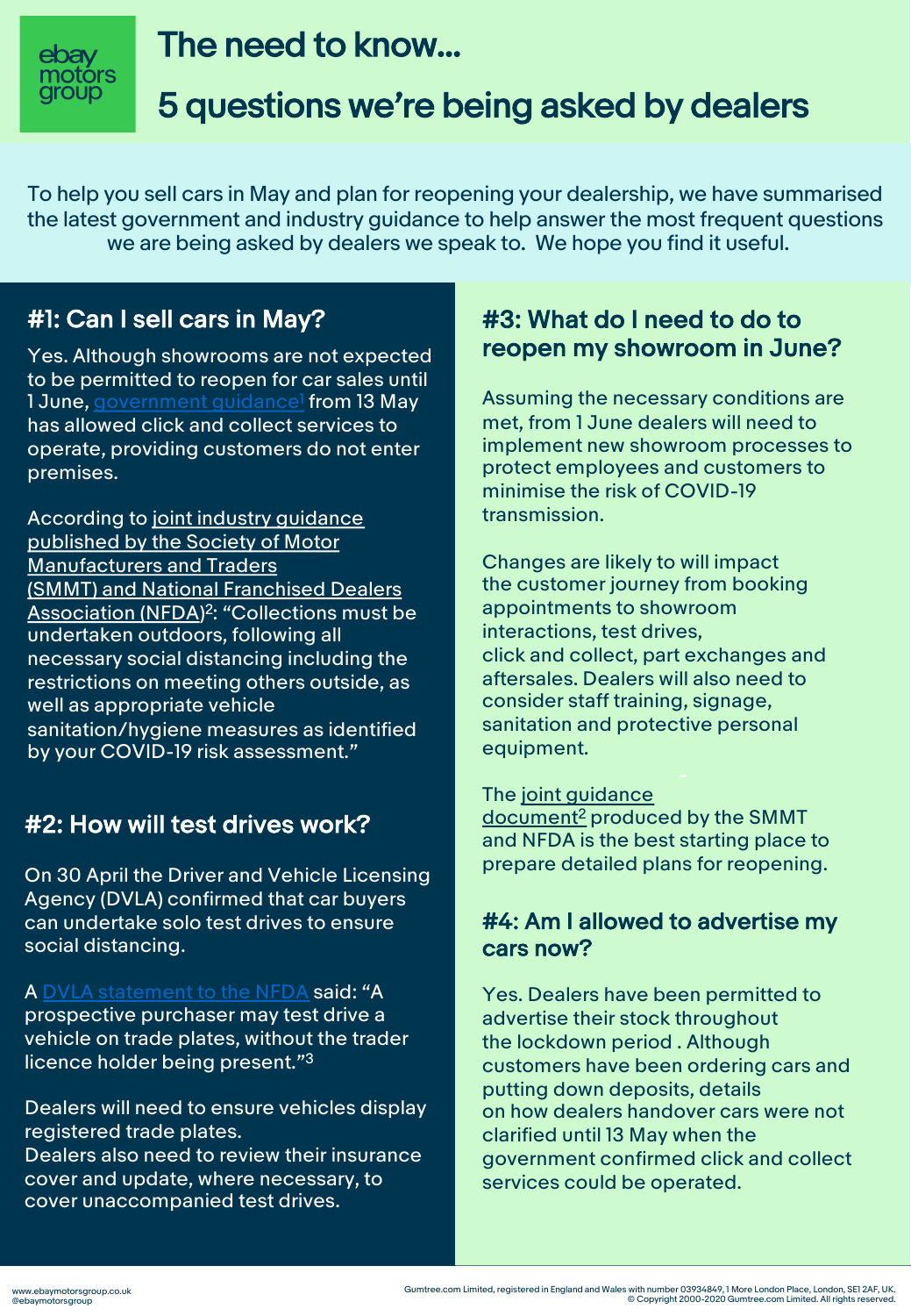ebay motors group

# The need to know...

# 5 questions we're being asked by dealers

To help you sell cars in May and plan for reopening your dealership, we have summarised the latest government and industry guidance to help answer the most frequent questions we are being asked by dealers we speak to. We hope you find it useful.

## #1: Can I sell cars in May?

Yes. Although showrooms are not expected to be permitted to reopen for car sales until 1 June, government guidance[1] from 13 May has allowed click and collect services to operate, providing customers do not enter premises.

According to joint industry guidance published by the Society of Motor Manufacturers and Traders (SMMT) and National Franchised Dealers Association (NFDA)[2]: "Collections must be undertaken outdoors, following all necessary social distancing including the restrictions on meeting others outside, as well as appropriate vehicle sanitation/hygiene measures as identified by your COVID-19 risk assessment."

## #2: How will test drives work?

On 30 April the Driver and Vehicle Licensing Agency (DVLA) confirmed that car buyers can undertake solo test drives to ensure social distancing.

A DVLA statement to the NFDA said: "A prospective purchaser may test drive a vehicle on trade plates, without the trader licence holder being present."[3]

Dealers will need to ensure vehicles display registered trade plates.
Dealers also need to review their insurance cover and update, where necessary, to cover unaccompanied test drives.

## #3: What do I need to do to reopen my showroom in June?

Assuming the necessary conditions are met, from 1 June dealers will need to implement new showroom processes to protect employees and customers to minimise the risk of COVID-19 transmission.

Changes are likely to will impact the customer journey from booking appointments to showroom interactions, test drives, click and collect, part exchanges and aftersales. Dealers will also need to consider staff training, signage, sanitation and protective personal equipment.

The joint guidance document[2] produced by the SMMT and NFDA is the best starting place to prepare detailed plans for reopening.

## #4: Am I allowed to advertise my cars now?

Yes. Dealers have been permitted to advertise their stock throughout the lockdown period . Although customers have been ordering cars and putting down deposits, details on how dealers handover cars were not clarified until 13 May when the government confirmed click and collect services could be operated.

www.ebaymotorsgroup.co.uk
@ebaymotorsgroup

Gumtree.com Limited, registered in England and Wales with number 03934849, 1 More London Place, London, SE1 2AF, UK.
© Copyright 2000-2020 Gumtree.com Limited. All rights reserved.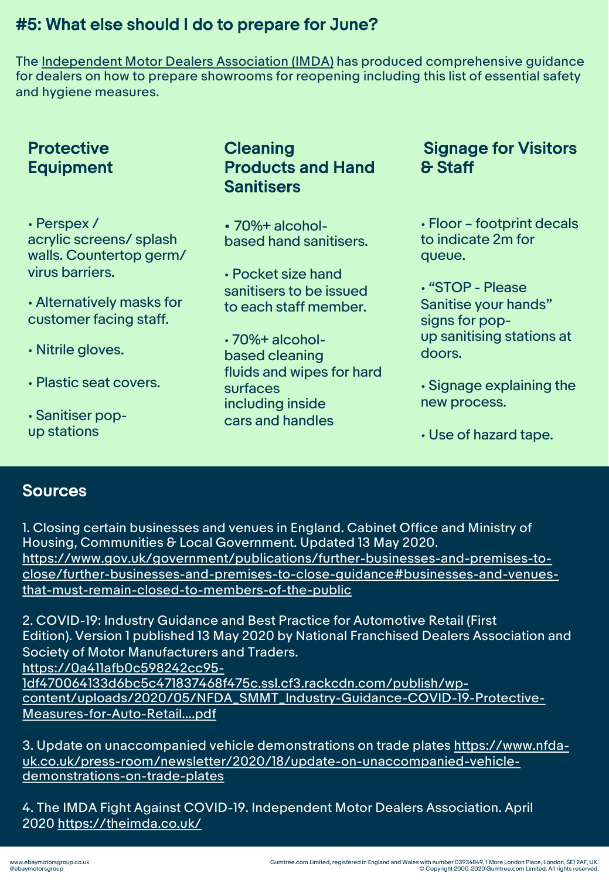## #5: What else should I do to prepare for June?

The Independent Motor Dealers Association (IMDA) has produced comprehensive guidance for dealers on how to prepare showrooms for reopening including this list of essential safety and hygiene measures.

### Protective Equipment

- Perspex / acrylic screens/ splash walls. Countertop germ/ virus barriers.
- Alternatively masks for customer facing staff.
- Nitrile gloves.
- Plastic seat covers.
- Sanitiser pop-up stations

### Cleaning Products and Hand Sanitisers

- 70%+ alcohol-based hand sanitisers.
- Pocket size hand sanitisers to be issued to each staff member.
- 70%+ alcohol-based cleaning fluids and wipes for hard surfaces including inside cars and handles

### Signage for Visitors & Staff

- Floor – footprint decals to indicate 2m for queue.
- "STOP - Please Sanitise your hands" signs for pop-up sanitising stations at doors.
- Signage explaining the new process.
- Use of hazard tape.

## Sources

1. Closing certain businesses and venues in England. Cabinet Office and Ministry of Housing, Communities & Local Government. Updated 13 May 2020. https://www.gov.uk/government/publications/further-businesses-and-premises-to-close/further-businesses-and-premises-to-close-guidance#businesses-and-venues-that-must-remain-closed-to-members-of-the-public

2. COVID-19: Industry Guidance and Best Practice for Automotive Retail (First Edition). Version 1 published 13 May 2020 by National Franchised Dealers Association and Society of Motor Manufacturers and Traders. https://0a41afb0c598242cc95-1df470064133d6bc5c471837468f475c.ssl.cf3.rackcdn.com/publish/wp-content/uploads/2020/05/NFDA_SMMT_Industry-Guidance-COVID-19-Protective-Measures-for-Auto-Retail....pdf

3. Update on unaccompanied vehicle demonstrations on trade plates https://www.nfda-uk.co.uk/press-room/newsletter/2020/18/update-on-unaccompanied-vehicle-demonstrations-on-trade-plates

4. The IMDA Fight Against COVID-19. Independent Motor Dealers Association. April 2020 https://theimda.co.uk/

www.ebaymotorsgroup.co.uk
@ebaymotorsgroup

Gumtree.com Limited, registered in England and Wales with number 03934849, 1 More London Place, London, SE1 2AF, UK.
© Copyright 2000-2020 Gumtree.com Limited. All rights reserved.